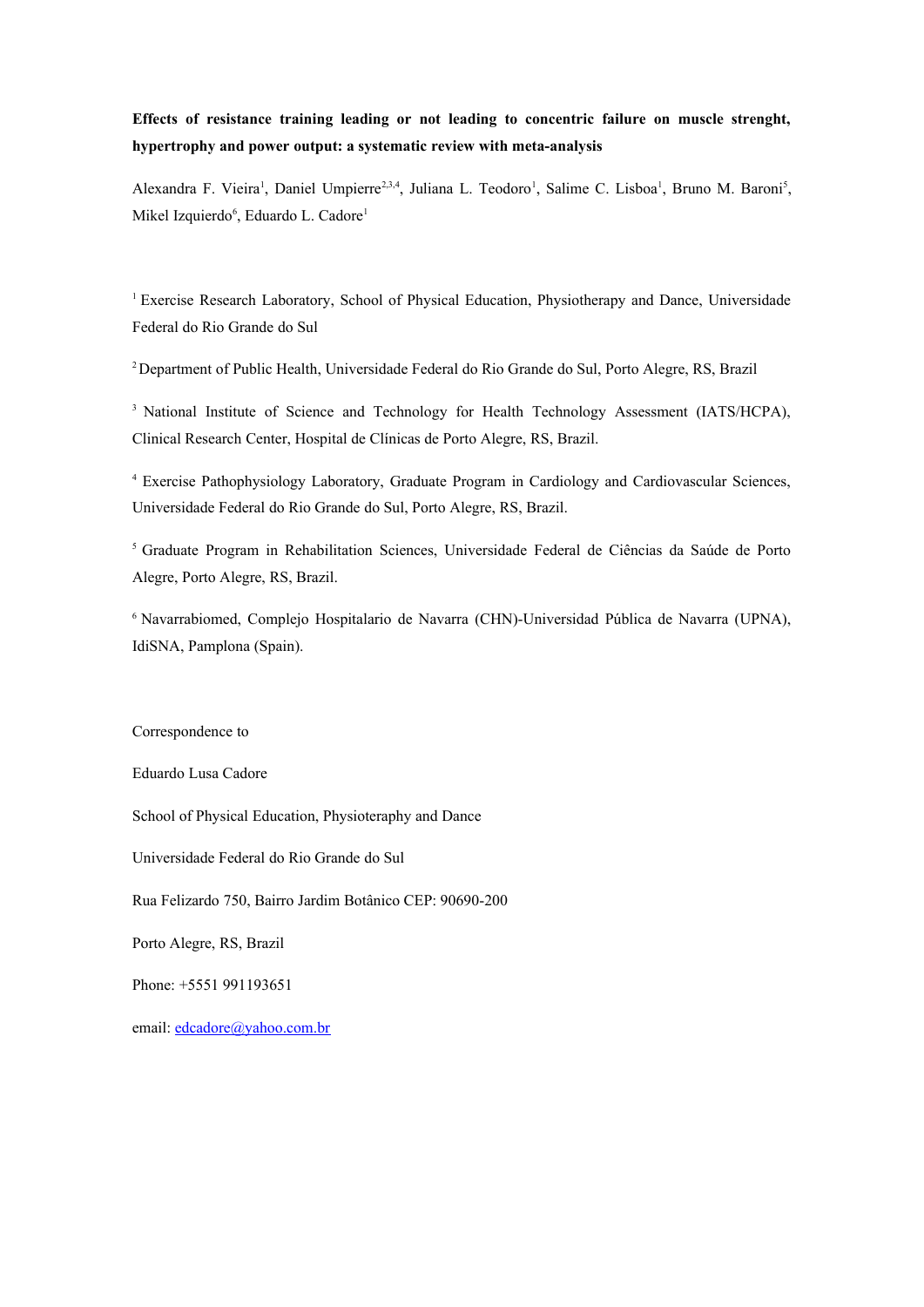**Effects of resistance training leading or not leading to concentric failure on muscle strenght, hypertrophy and power output: a systematic review with meta-analysis**

Alexandra F. Vieira[1], Daniel Umpierre[2,3,4], Juliana L. Teodoro[1], Salime C. Lisboa[1], Bruno M. Baroni[5], Mikel Izquierdo[6], Eduardo L. Cadore[1]

[1] Exercise Research Laboratory, School of Physical Education, Physiotherapy and Dance, Universidade Federal do Rio Grande do Sul

[2] Department of Public Health, Universidade Federal do Rio Grande do Sul, Porto Alegre, RS, Brazil

[3] National Institute of Science and Technology for Health Technology Assessment (IATS/HCPA), Clinical Research Center, Hospital de Clínicas de Porto Alegre, RS, Brazil.

[4] Exercise Pathophysiology Laboratory, Graduate Program in Cardiology and Cardiovascular Sciences, Universidade Federal do Rio Grande do Sul, Porto Alegre, RS, Brazil.

[5] Graduate Program in Rehabilitation Sciences, Universidade Federal de Ciências da Saúde de Porto Alegre, Porto Alegre, RS, Brazil.

[6] Navarrabiomed, Complejo Hospitalario de Navarra (CHN)-Universidad Pública de Navarra (UPNA), IdiSNA, Pamplona (Spain).

Correspondence to

Eduardo Lusa Cadore

School of Physical Education, Physioteraphy and Dance

Universidade Federal do Rio Grande do Sul

Rua Felizardo 750, Bairro Jardim Botânico CEP: 90690-200

Porto Alegre, RS, Brazil

Phone: +5551 991193651

email: edcadore@yahoo.com.br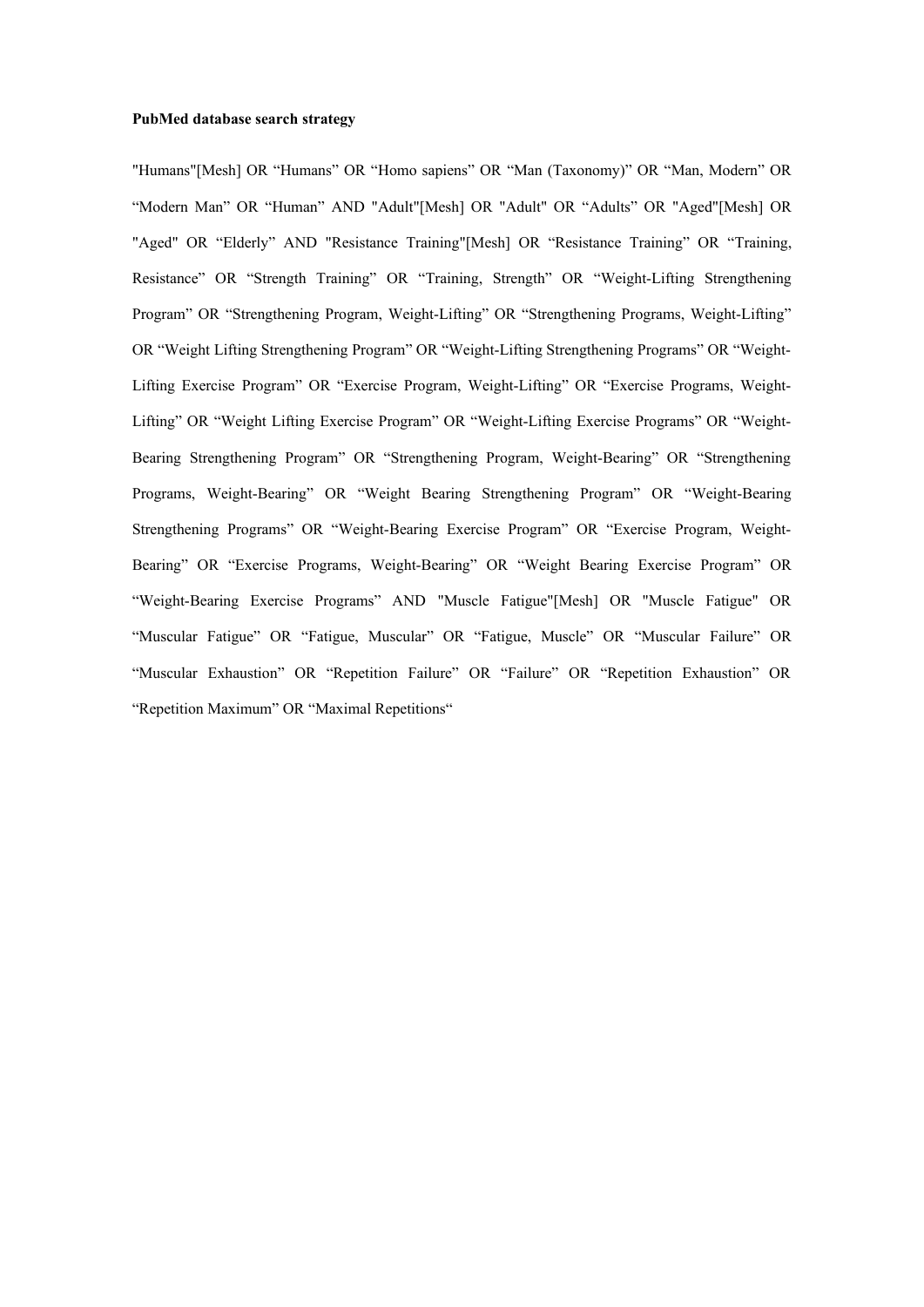**PubMed database search strategy**

"Humans"[Mesh] OR “Humans” OR “Homo sapiens” OR “Man (Taxonomy)” OR “Man, Modern” OR “Modern Man” OR “Human” AND "Adult"[Mesh] OR "Adult" OR “Adults” OR "Aged"[Mesh] OR "Aged" OR “Elderly” AND "Resistance Training"[Mesh] OR “Resistance Training” OR “Training, Resistance” OR “Strength Training” OR “Training, Strength” OR “Weight-Lifting Strengthening Program” OR “Strengthening Program, Weight-Lifting” OR “Strengthening Programs, Weight-Lifting” OR “Weight Lifting Strengthening Program” OR “Weight-Lifting Strengthening Programs” OR “Weight-Lifting Exercise Program” OR “Exercise Program, Weight-Lifting” OR “Exercise Programs, Weight-Lifting” OR “Weight Lifting Exercise Program” OR “Weight-Lifting Exercise Programs” OR “Weight-Bearing Strengthening Program” OR “Strengthening Program, Weight-Bearing” OR “Strengthening Programs, Weight-Bearing” OR “Weight Bearing Strengthening Program” OR “Weight-Bearing Strengthening Programs” OR “Weight-Bearing Exercise Program” OR “Exercise Program, Weight-Bearing” OR “Exercise Programs, Weight-Bearing” OR “Weight Bearing Exercise Program” OR “Weight-Bearing Exercise Programs” AND "Muscle Fatigue"[Mesh] OR "Muscle Fatigue" OR “Muscular Fatigue” OR “Fatigue, Muscular” OR “Fatigue, Muscle” OR “Muscular Failure” OR “Muscular Exhaustion” OR “Repetition Failure” OR “Failure” OR “Repetition Exhaustion” OR “Repetition Maximum” OR “Maximal Repetitions“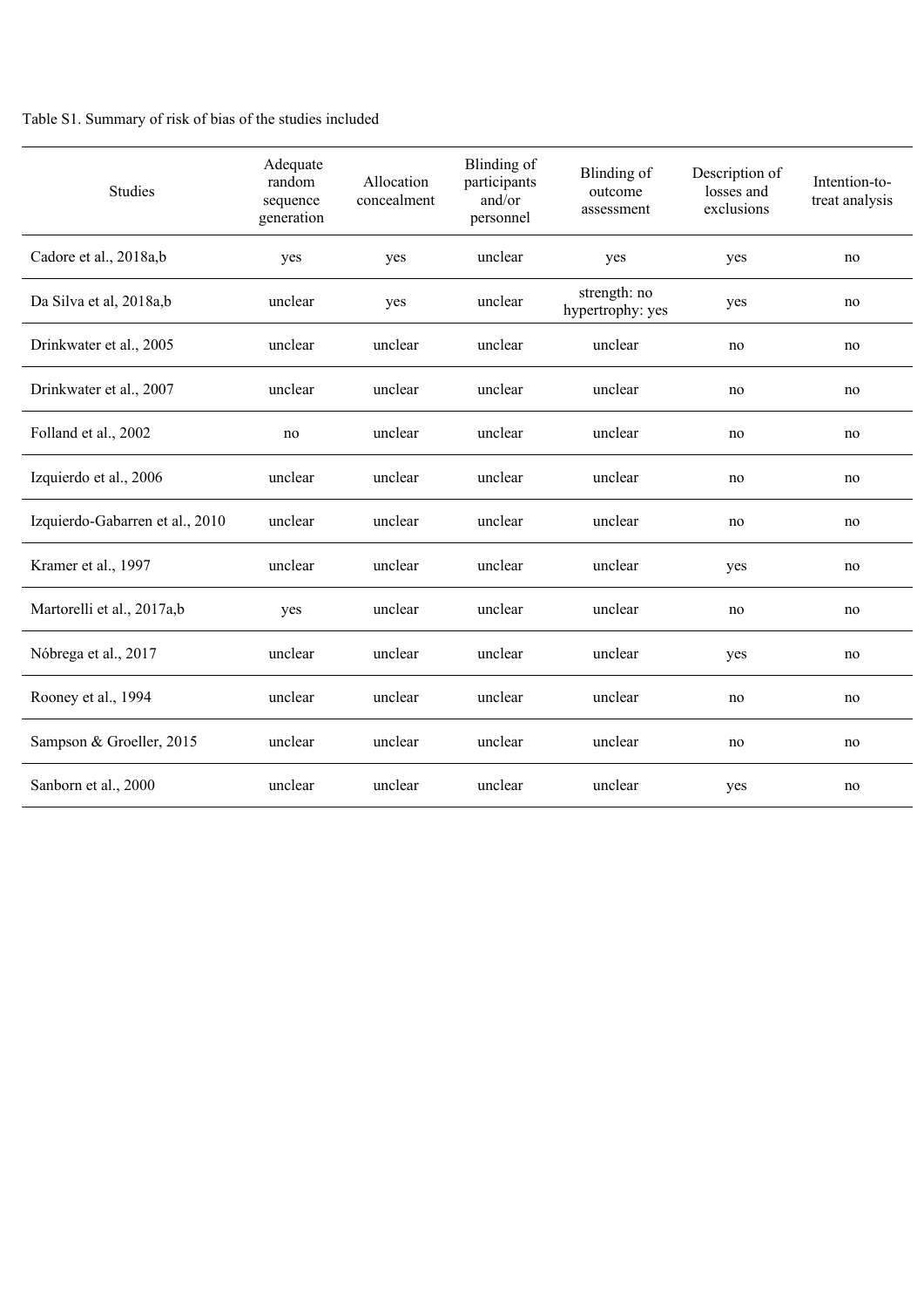Table S1. Summary of risk of bias of the studies included

| Studies | Adequate random sequence generation | Allocation concealment | Blinding of participants and/or personnel | Blinding of outcome assessment | Description of losses and exclusions | Intention-to-treat analysis |
|---|---|---|---|---|---|---|
| Cadore et al., 2018a,b | yes | yes | unclear | yes | yes | no |
| Da Silva et al, 2018a,b | unclear | yes | unclear | strength: no hypertrophy: yes | yes | no |
| Drinkwater et al., 2005 | unclear | unclear | unclear | unclear | no | no |
| Drinkwater et al., 2007 | unclear | unclear | unclear | unclear | no | no |
| Folland et al., 2002 | no | unclear | unclear | unclear | no | no |
| Izquierdo et al., 2006 | unclear | unclear | unclear | unclear | no | no |
| Izquierdo-Gabarren et al., 2010 | unclear | unclear | unclear | unclear | no | no |
| Kramer et al., 1997 | unclear | unclear | unclear | unclear | yes | no |
| Martorelli et al., 2017a,b | yes | unclear | unclear | unclear | no | no |
| Nóbrega et al., 2017 | unclear | unclear | unclear | unclear | yes | no |
| Rooney et al., 1994 | unclear | unclear | unclear | unclear | no | no |
| Sampson & Groeller, 2015 | unclear | unclear | unclear | unclear | no | no |
| Sanborn et al., 2000 | unclear | unclear | unclear | unclear | yes | no |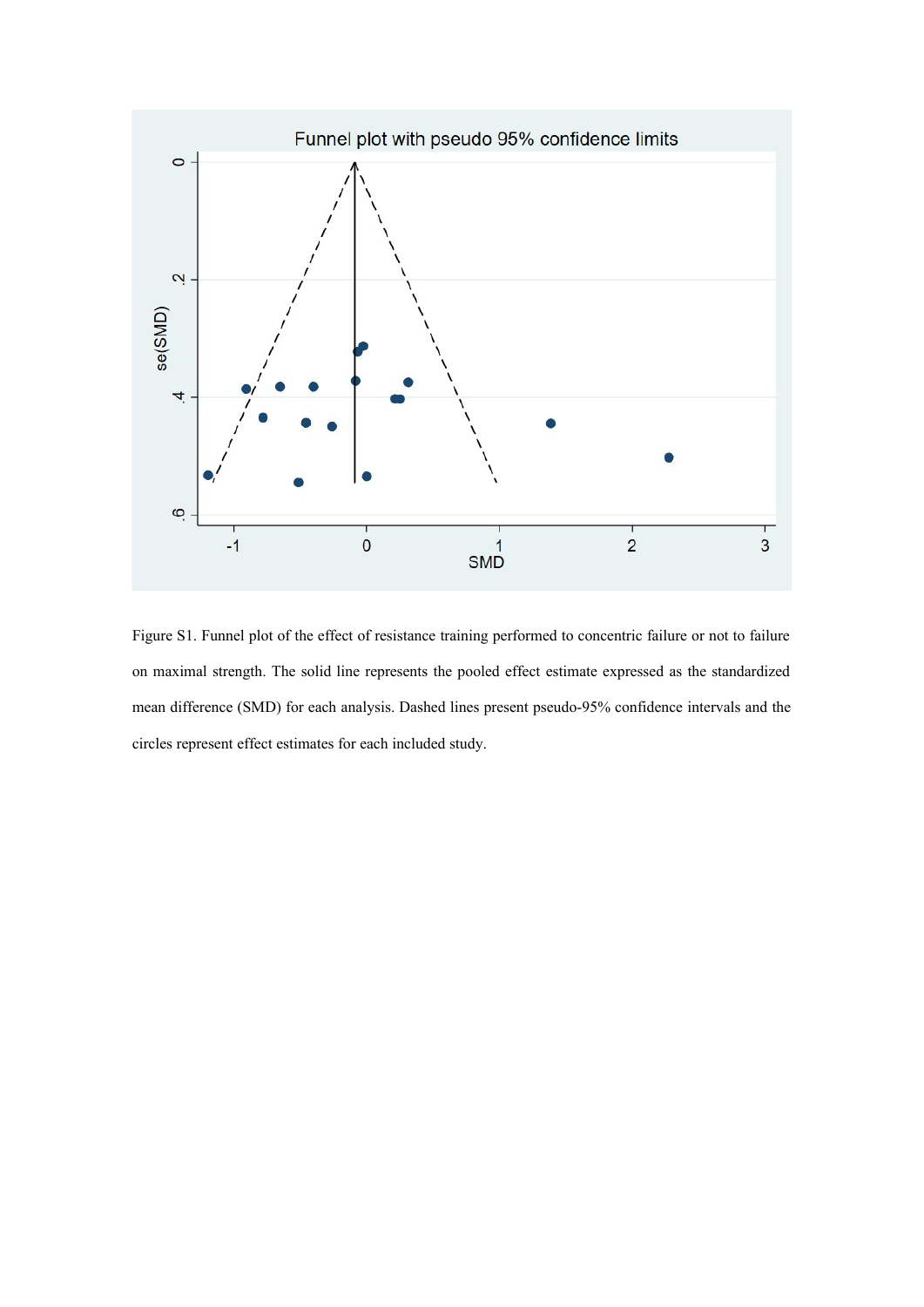Figure S1. Funnel plot of the effect of resistance training performed to concentric failure or not to failure on maximal strength. The solid line represents the pooled effect estimate expressed as the standardized mean difference (SMD) for each analysis. Dashed lines present pseudo-95% confidence intervals and the circles represent effect estimates for each included study.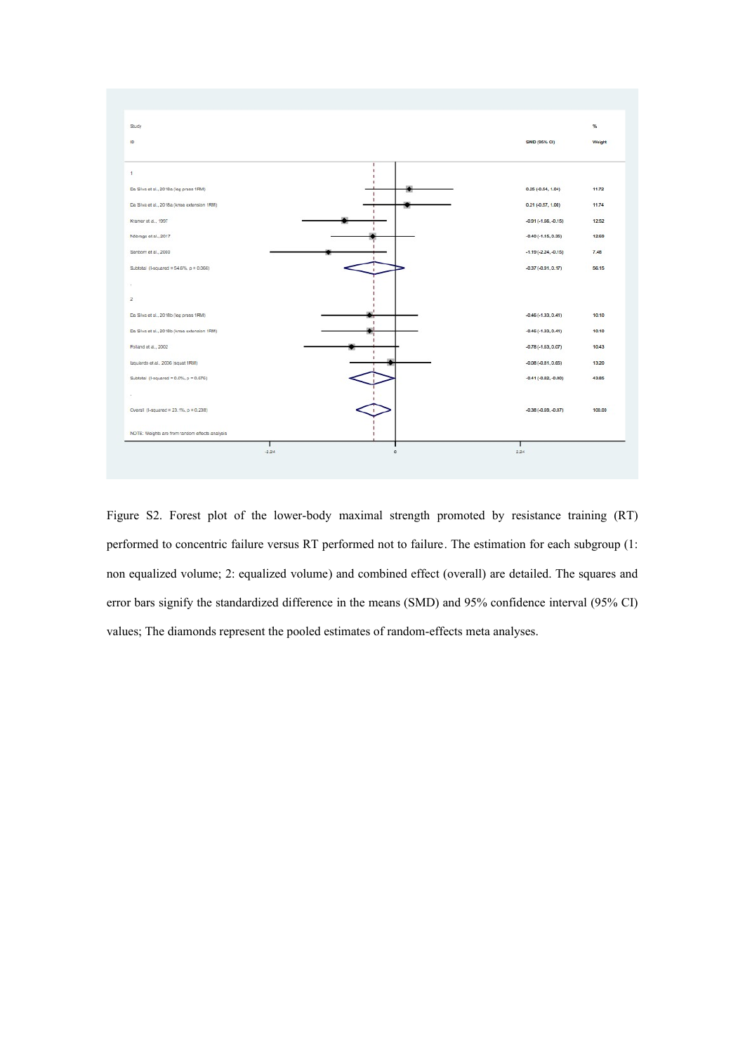| Study ID | SMD (95% CI) | % Weight |
|---|---|---|
| 1 | | |
| Da Silva et al., 2018a (leg press 1RM) | 0.25 (-0.54, 1.04) | 11.72 |
| Da Silva et al., 2018a (knee extension 1RM) | 0.21 (-0.57, 1.00) | 11.74 |
| Kramer et al., 1997 | -0.91 (-1.66, -0.15) | 12.52 |
| Nóbrega et al., 2017 | -0.40 (-1.15, 0.35) | 12.69 |
| Sanborn et al., 2000 | -1.19 (-2.24, -0.15) | 7.48 |
| Subtotal (I-squared = 54.6%, p = 0.066) | -0.37 (-0.91, 0.17) | 56.15 |
| 2 | | |
| Da Silva et al., 2018b (leg press 1RM) | -0.46 (-1.33, 0.41) | 10.10 |
| Da Silva et al., 2018b (knee extension 1RM) | -0.46 (-1.33, 0.41) | 10.10 |
| Folland et al., 2002 | -0.78 (-1.63, 0.07) | 10.43 |
| Izquierdo et al., 2006 (squat 1RM) | -0.08 (-0.81, 0.65) | 13.20 |
| Subtotal (I-squared = 0.0%, p = 0.676) | -0.41 (-0.82, -0.00) | 43.85 |
| Overall (I-squared = 23.1%, p = 0.238) | -0.38 (-0.69, -0.07) | 100.00 |

NOTE: Weights are from random effects analysis

Figure S2. Forest plot of the lower-body maximal strength promoted by resistance training (RT) performed to concentric failure versus RT performed not to failure. The estimation for each subgroup (1: non equalized volume; 2: equalized volume) and combined effect (overall) are detailed. The squares and error bars signify the standardized difference in the means (SMD) and 95% confidence interval (95% CI) values; The diamonds represent the pooled estimates of random-effects meta analyses.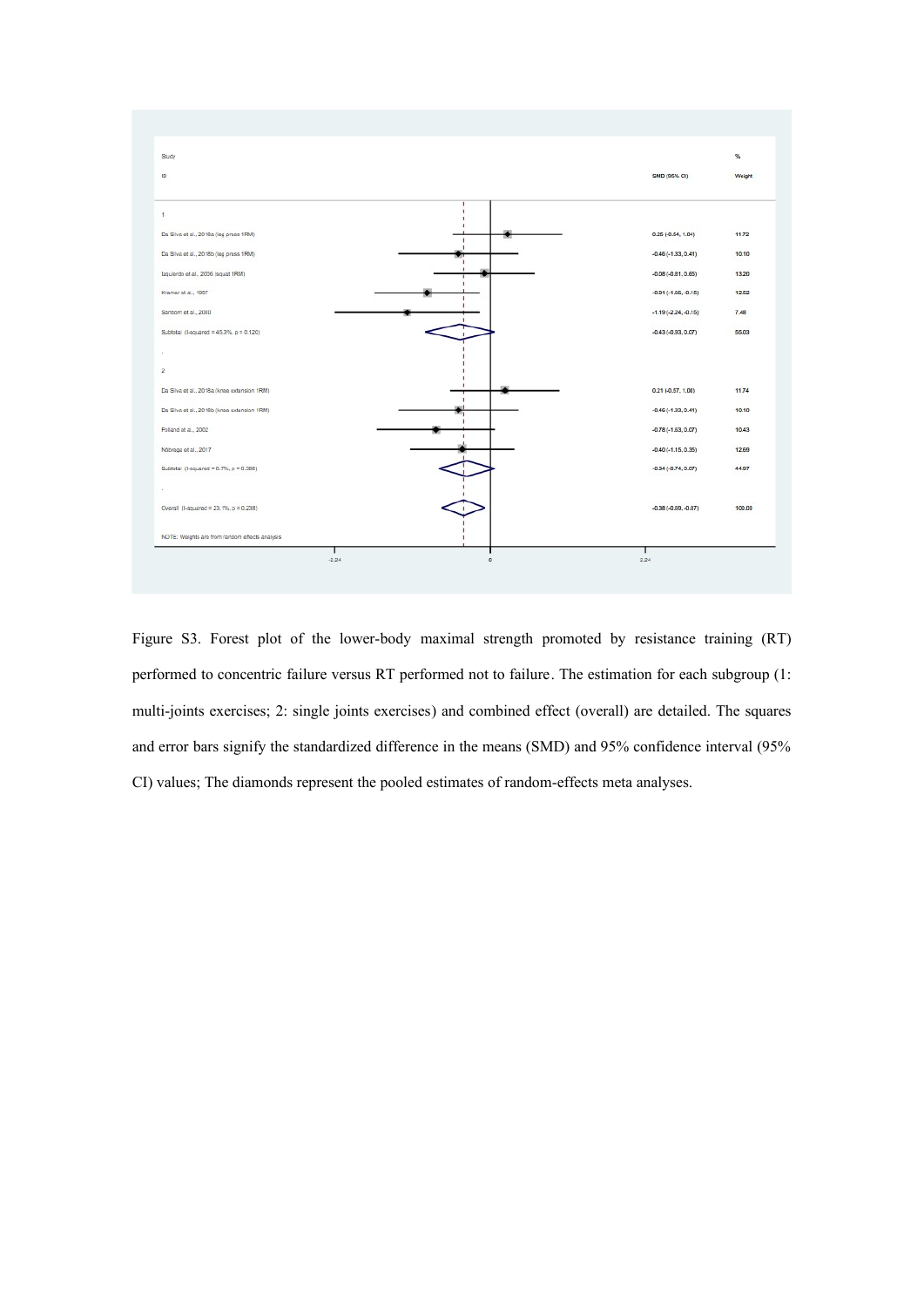| Study ID | SMD (95% CI) | % Weight |
|---|---|---|
| **1** | | |
| Da Silva et al., 2018a (leg press 1RM) | 0.25 (-0.54, 1.04) | 11.72 |
| Da Silva et al., 2018b (leg press 1RM) | -0.46 (-1.33, 0.41) | 10.10 |
| Izquierdo et al., 2006 (squat 1RM) | -0.08 (-0.81, 0.65) | 13.20 |
| Kramer et al., 1997 | -0.91 (-1.66, -0.15) | 12.52 |
| Sanborn et al., 2000 | -1.19 (-2.24, -0.15) | 7.48 |
| Subtotal (I-squared = 45.3%, p = 0.120) | -0.43 (-0.93, 0.07) | 55.03 |
| **2** | | |
| Da Silva et al., 2018a (knee extension 1RM) | 0.21 (-0.57, 1.00) | 11.74 |
| Da Silva et al., 2018b (knee extension 1RM) | -0.46 (-1.33, 0.41) | 10.10 |
| Folland et al., 2002 | -0.78 (-1.63, 0.07) | 10.43 |
| Nóbrega et al., 2017 | -0.40 (-1.15, 0.35) | 12.69 |
| Subtotal (I-squared = 0.7%, p = 0.388) | -0.34 (-0.74, 0.07) | 44.97 |
| Overall (I-squared = 23.1%, p = 0.238) | -0.38 (-0.69, -0.07) | 100.00 |

NOTE: Weights are from random effects analysis

Figure S3. Forest plot of the lower-body maximal strength promoted by resistance training (RT) performed to concentric failure versus RT performed not to failure. The estimation for each subgroup (1: multi-joints exercises; 2: single joints exercises) and combined effect (overall) are detailed. The squares and error bars signify the standardized difference in the means (SMD) and 95% confidence interval (95% CI) values; The diamonds represent the pooled estimates of random-effects meta analyses.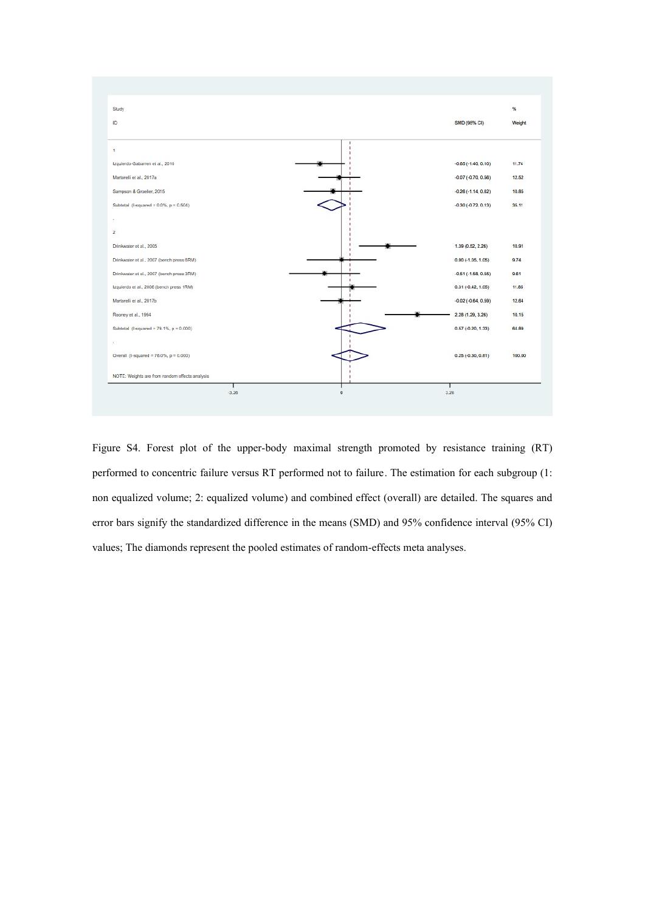| Study ID | SMD (95% CI) | % Weight |
| --- | --- | --- |
| **1** | | |
| Izquierdo-Gabarren et al., 2010 | -0.65 (-1.40, 0.10) | 11.74 |
| Martorelli et al., 2017a | -0.07 (-0.70, 0.56) | 12.52 |
| Sampson & Groeller, 2015 | -0.26 (-1.14, 0.62) | 10.85 |
| Subtotal (I-squared = 0.0%, p = 0.504) | -0.30 (-0.72, 0.13) | 35.11 |
| **2** | | |
| Drinkwater et al., 2005 | 1.39 (0.52, 2.26) | 10.91 |
| Drinkwater et al., 2007 (bench press 6RM) | 0.00 (-1.05, 1.05) | 9.74 |
| Drinkwater et al., 2007 (bench press 3RM) | -0.51 (-1.58, 0.55) | 9.61 |
| Izquierdo et al., 2006 (bench press 1RM) | 0.31 (-0.42, 1.05) | 11.85 |
| Martorelli et al., 2017b | -0.02 (-0.64, 0.59) | 12.64 |
| Rooney et al., 1994 | 2.28 (1.29, 3.26) | 10.15 |
| Subtotal (I-squared = 79.1%, p = 0.000) | 0.57 (-0.20, 1.33) | 64.89 |
| Overall (I-squared = 76.0%, p = 0.000) | 0.25 (-0.30, 0.81) | 100.00 |

NOTE: Weights are from random effects analysis

Figure S4. Forest plot of the upper-body maximal strength promoted by resistance training (RT) performed to concentric failure versus RT performed not to failure. The estimation for each subgroup (1: non equalized volume; 2: equalized volume) and combined effect (overall) are detailed. The squares and error bars signify the standardized difference in the means (SMD) and 95% confidence interval (95% CI) values; The diamonds represent the pooled estimates of random-effects meta analyses.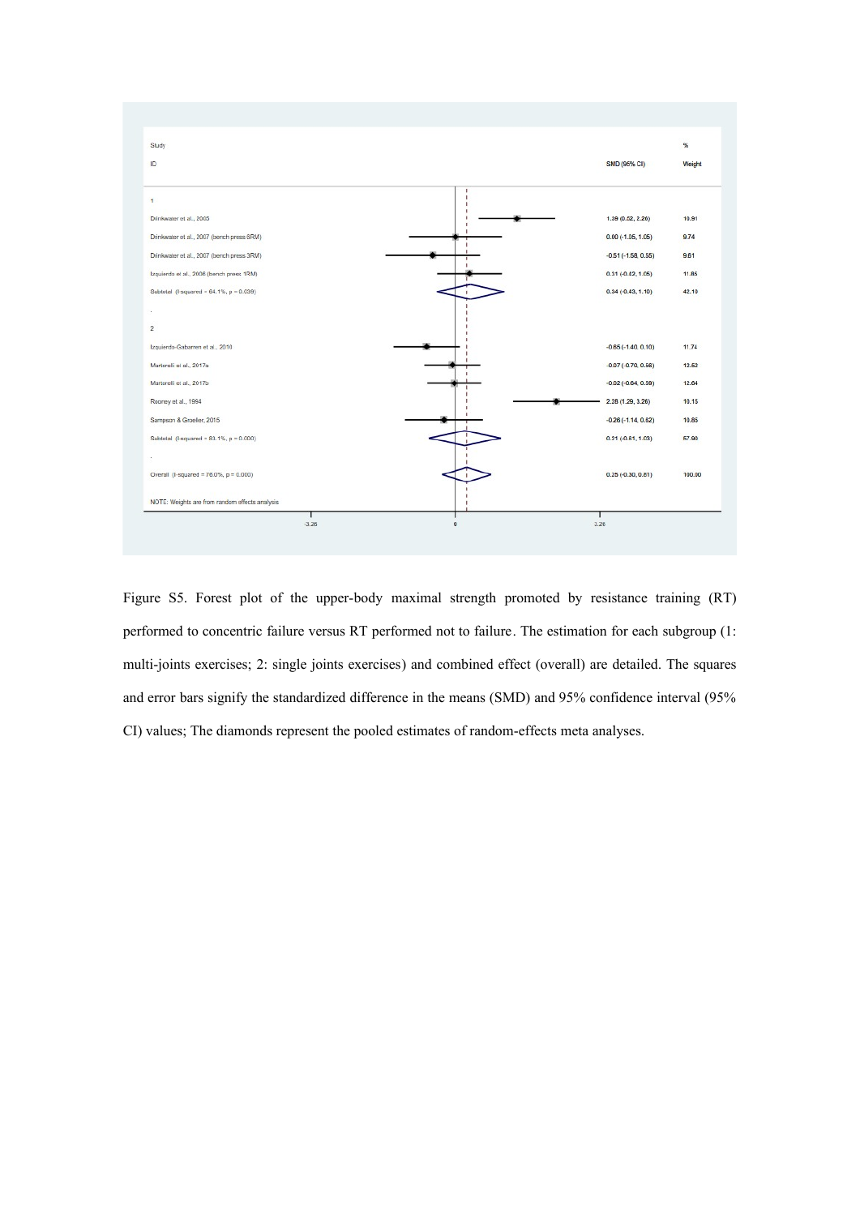| Study ID | SMD (95% CI) | % Weight |
|---|---|---|
| **1** | | |
| Drinkwater et al., 2005 | 1.39 (0.52, 2.26) | 10.91 |
| Drinkwater et al., 2007 (bench press 6RM) | 0.00 (-1.05, 1.05) | 9.74 |
| Drinkwater et al., 2007 (bench press 3RM) | -0.51 (-1.58, 0.55) | 9.61 |
| Izquierdo et al., 2006 (bench press 1RM) | 0.31 (-0.42, 1.05) | 11.85 |
| Subtotal (I-squared = 64.1%, p = 0.039) | 0.34 (-0.43, 1.10) | 42.10 |
| **2** | | |
| Izquierdo-Gabarren et al., 2010 | -0.65 (-1.40, 0.10) | 11.74 |
| Martorelli et al., 2017a | -0.07 (-0.70, 0.56) | 12.62 |
| Martorelli et al., 2017b | -0.02 (-0.64, 0.59) | 12.64 |
| Rooney et al., 1994 | 2.28 (1.29, 3.26) | 10.15 |
| Sampson & Groeller, 2015 | -0.26 (-1.14, 0.62) | 10.85 |
| Subtotal (I-squared = 83.1%, p = 0.000) | 0.21 (-0.61, 1.03) | 57.90 |
| Overall (I-squared = 76.0%, p = 0.000) | 0.25 (-0.30, 0.81) | 100.00 |

NOTE: Weights are from random effects analysis

Axis: -3.26, 0, 3.26

Figure S5. Forest plot of the upper-body maximal strength promoted by resistance training (RT) performed to concentric failure versus RT performed not to failure. The estimation for each subgroup (1: multi-joints exercises; 2: single joints exercises) and combined effect (overall) are detailed. The squares and error bars signify the standardized difference in the means (SMD) and 95% confidence interval (95% CI) values; The diamonds represent the pooled estimates of random-effects meta analyses.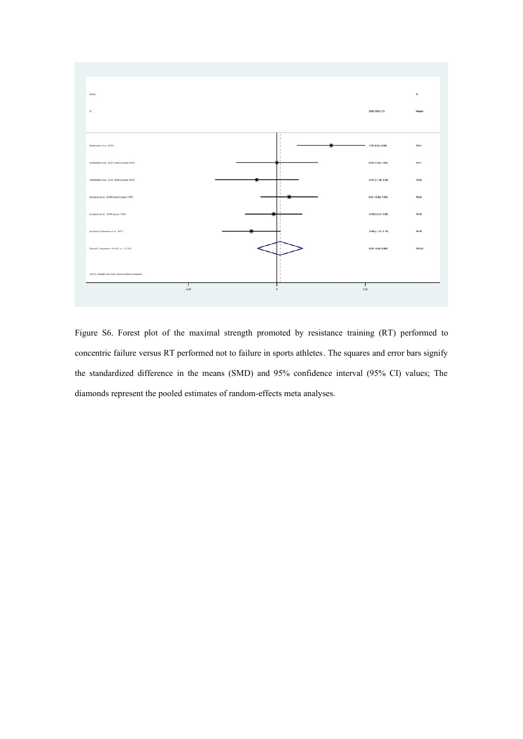| Study ID | SMD (95% CI) | % Weight |
| --- | --- | --- |
| Drinkwater et al., 2005 | 1.39 (0.55, 2.20) | 16.51 |
| Drinkwater et al., 2007 (bench press 6RM) | 0.09 (-1.03, 1.05) | 14.11 |
| Drinkwater et al., 2007 (bench press 3RM) | -0.51 (-1.56, 0.55) | 13.92 |
| Izquierdo et al., 2006 (bench press 1RM) | 0.31 (-0.42, 1.05) | 18.52 |
| Izquierdo et al., 2006 (squat 1RM) | -0.08 (-0.81, 0.65) | 18.59 |
| Izquierdo-Gabarren et al., 2010 | -0.65 (-1.40, 0.10) | 18.35 |
| Overall (I-squared = 64.0%, p = 0.016) | 0.08 (-0.50, 0.66) | 100.00 |

NOTE: Weights are from random effects analysis

-2.28 &nbsp;&nbsp;&nbsp; 0 &nbsp;&nbsp;&nbsp; 2.28

Figure S6. Forest plot of the maximal strength promoted by resistance training (RT) performed to concentric failure versus RT performed not to failure in sports athletes. The squares and error bars signify the standardized difference in the means (SMD) and 95% confidence interval (95% CI) values; The diamonds represent the pooled estimates of random-effects meta analyses.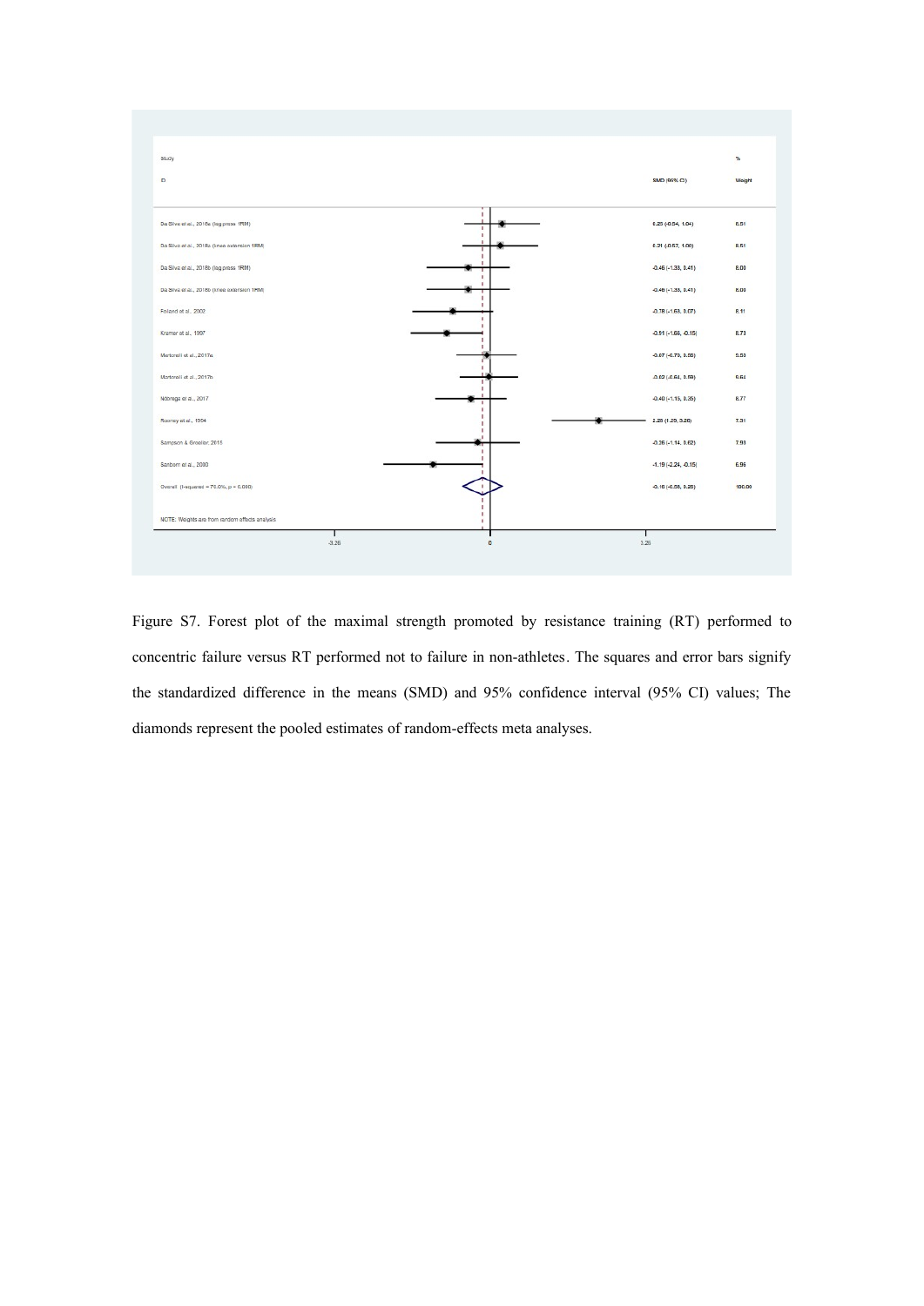| Study ID | SMD (95% CI) | % Weight |
|---|---|---|
| Da Silva et al., 2018a (leg press 1RM) | 0.25 (-0.54, 1.04) | 8.51 |
| Da Silva et al., 2018a (knee extension 1RM) | 0.21 (-0.57, 1.00) | 8.51 |
| Da Silva et al., 2018b (leg press 1RM) | -0.46 (-1.33, 0.41) | 8.08 |
| Da Silva et al., 2018b (knee extension 1RM) | -0.46 (-1.33, 0.41) | 8.08 |
| Folland et al., 2002 | -0.78 (-1.63, 0.07) | 8.11 |
| Kramer et al., 1997 | -0.91 (-1.66, -0.15) | 8.73 |
| Martorelli et al., 2017a | -0.07 (-0.79, 0.55) | 9.53 |
| Martorelli et al., 2017b | -0.03 (-0.64, 0.59) | 9.64 |
| Nóbrega et al., 2017 | -0.40 (-1.15, 0.35) | 8.77 |
| Rooney et al., 1994 | 2.28 (1.29, 3.26) | 7.31 |
| Sampson & Groeller, 2015 | -0.26 (-1.14, 0.62) | 7.93 |
| Sanborn et al., 2000 | -1.19 (-2.24, -0.15) | 6.96 |
| Overall (I-squared = 70.0%, p = 0.000) | -0.16 (-0.56, 0.25) | 100.00 |

NOTE: Weights are from random effects analysis

Figure S7. Forest plot of the maximal strength promoted by resistance training (RT) performed to concentric failure versus RT performed not to failure in non-athletes. The squares and error bars signify the standardized difference in the means (SMD) and 95% confidence interval (95% CI) values; The diamonds represent the pooled estimates of random-effects meta analyses.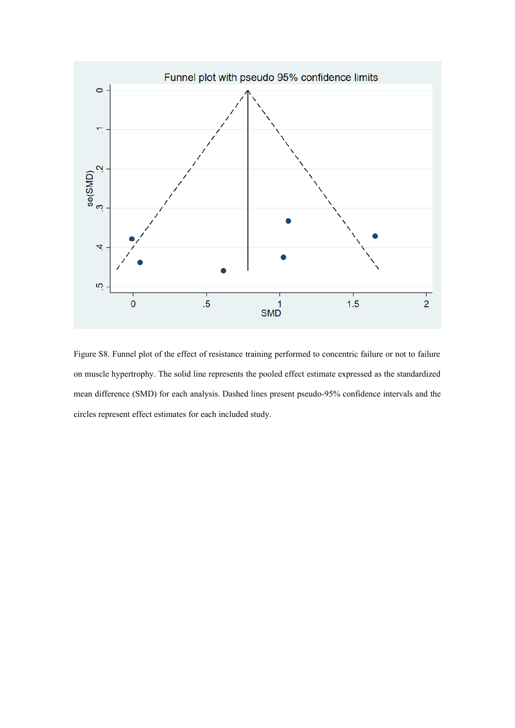Figure S8. Funnel plot of the effect of resistance training performed to concentric failure or not to failure on muscle hypertrophy. The solid line represents the pooled effect estimate expressed as the standardized mean difference (SMD) for each analysis. Dashed lines present pseudo-95% confidence intervals and the circles represent effect estimates for each included study.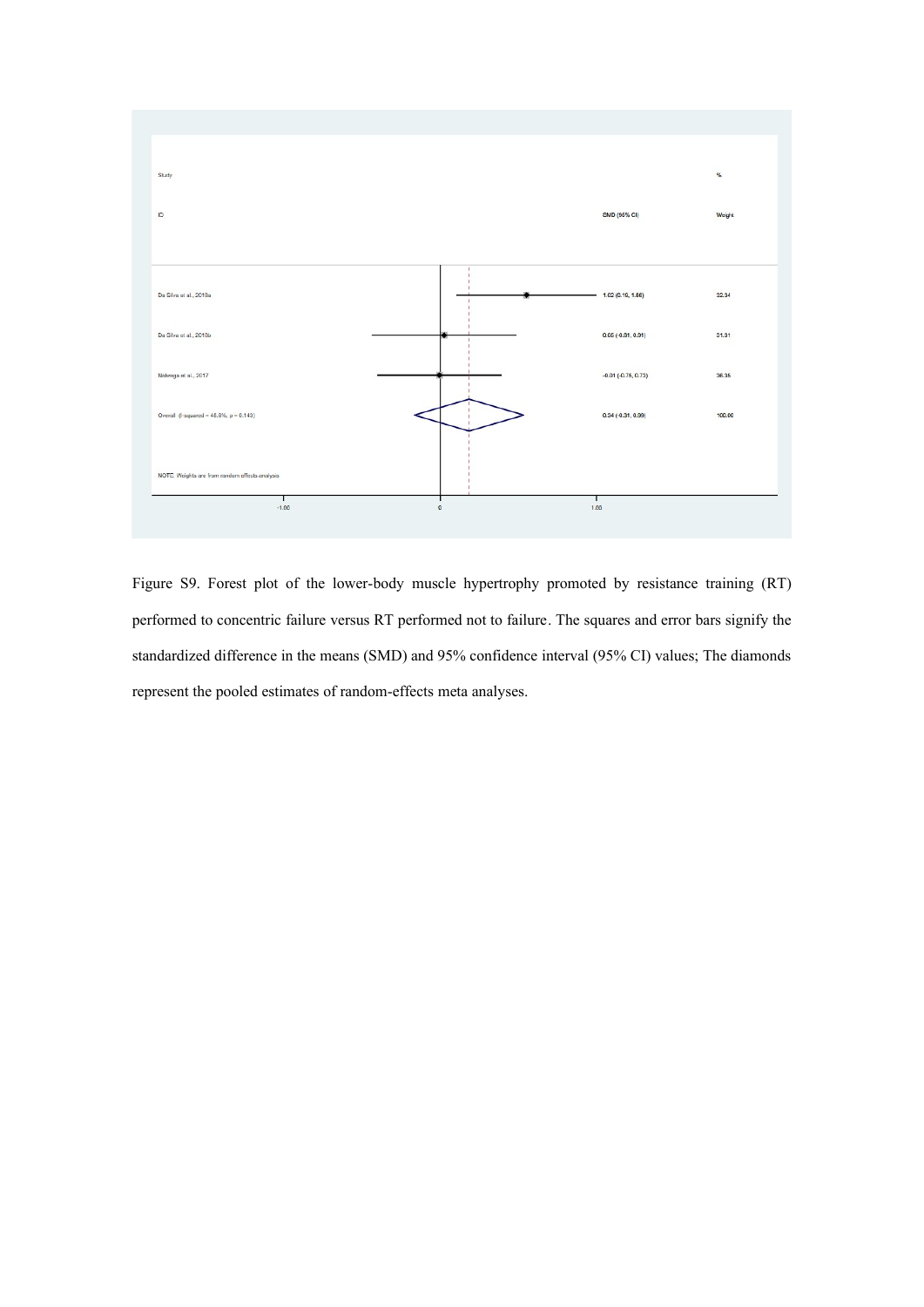| Study ID | SMD (95% CI) | % Weight |
| --- | --- | --- |
| Da Silva et al., 2018a | 1.02 (0.19, 1.86) | 32.34 |
| Da Silva et al., 2018b | 0.05 (-0.81, 0.91) | 31.31 |
| Nóbrega et al., 2017 | -0.01 (-0.75, 0.73) | 36.35 |
| Overall (I-squared = 48.6%, p = 0.143) | 0.34 (-0.31, 0.99) | 100.00 |

NOTE: Weights are from random effects analysis

Figure S9. Forest plot of the lower-body muscle hypertrophy promoted by resistance training (RT) performed to concentric failure versus RT performed not to failure. The squares and error bars signify the standardized difference in the means (SMD) and 95% confidence interval (95% CI) values; The diamonds represent the pooled estimates of random-effects meta analyses.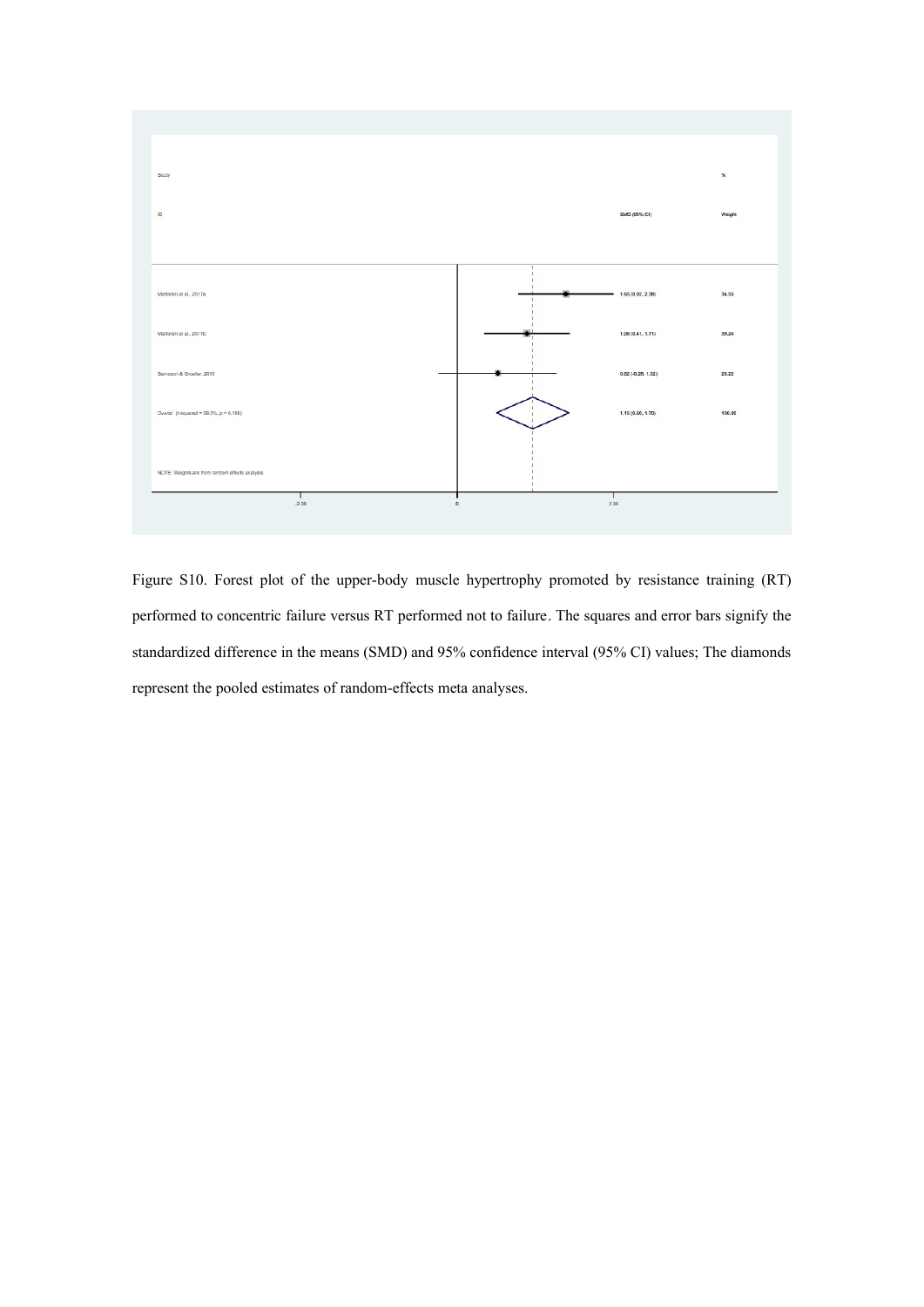| Study ID | SMD (95% CI) | % Weight |
|---|---|---|
| Martorelli et al., 2017a | 1.65 (0.92, 2.38) | 34.55 |
| Martorelli et al., 2017b | 1.06 (0.41, 1.71) | 39.24 |
| Sampson & Groeller, 2015 | 0.62 (-0.28, 1.52) | 26.22 |
| Overall (I-squared = 38.3%, p = 0.198) | 1.15 (0.60, 1.70) | 100.00 |

NOTE: Weights are from random effects analysis

Figure S10. Forest plot of the upper-body muscle hypertrophy promoted by resistance training (RT) performed to concentric failure versus RT performed not to failure. The squares and error bars signify the standardized difference in the means (SMD) and 95% confidence interval (95% CI) values; The diamonds represent the pooled estimates of random-effects meta analyses.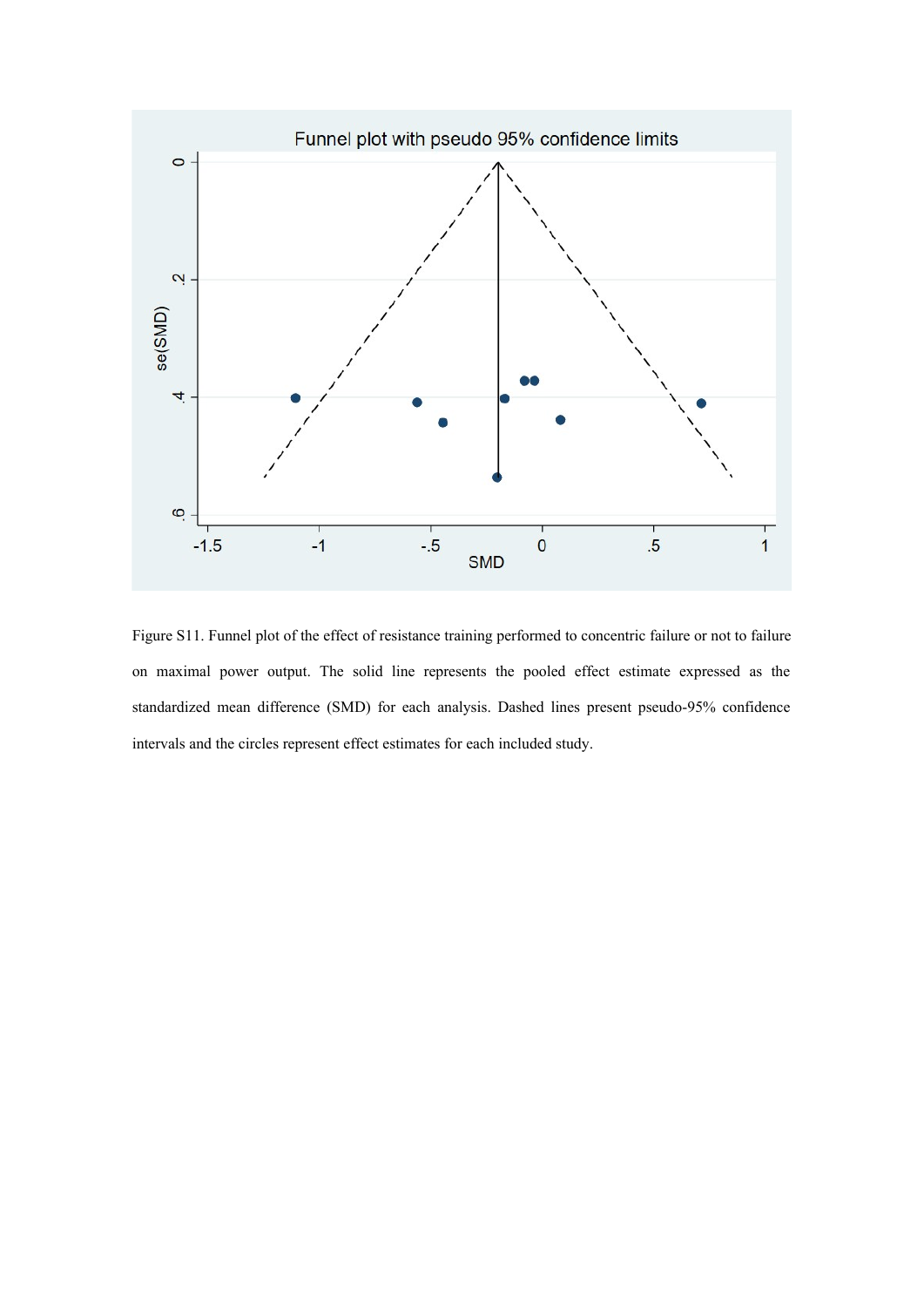Figure S11. Funnel plot of the effect of resistance training performed to concentric failure or not to failure on maximal power output. The solid line represents the pooled effect estimate expressed as the standardized mean difference (SMD) for each analysis. Dashed lines present pseudo-95% confidence intervals and the circles represent effect estimates for each included study.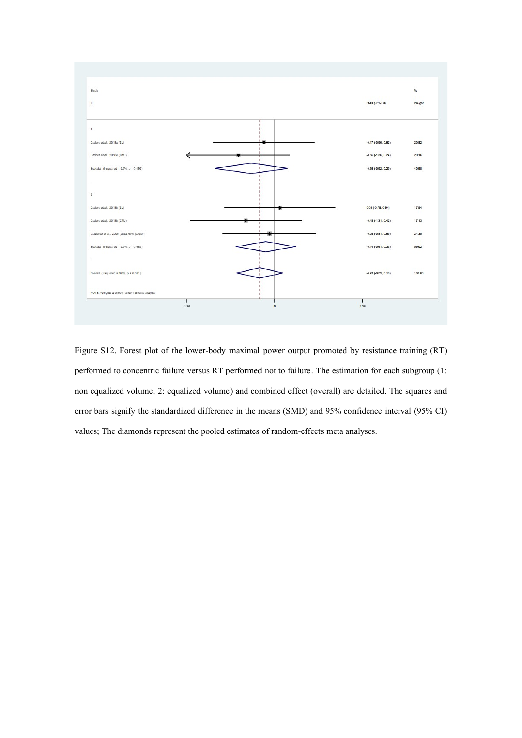| Study ID | SMD (95% CI) | % Weight |
|---|---|---|
| **1** | | |
| Cadore et al., 2018a (SJ) | -0.17 (-0.96, 0.62) | 20.82 |
| Cadore et al., 2018a (CMJ) | -0.56 (-1.36, 0.24) | 20.16 |
| Subtotal (I-squared = 0.0%, p = 0.492) | -0.36 (-0.92, 0.20) | 40.98 |
| **2** | | |
| Cadore et al., 2018b (SJ) | 0.08 (-0.78, 0.94) | 17.54 |
| Cadore et al., 2018b (CMJ) | -0.45 (-1.31, 0.42) | 17.13 |
| Izquierdo et al., 2006 (squat 60% power) | -0.08 (-0.81, 0.65) | 24.35 |
| Subtotal (I-squared = 0.0%, p = 0.685) | -0.14 (-0.61, 0.33) | 59.02 |
| Overall (I-squared = 0.0%, p = 0.811) | -0.23 (-0.59, 0.13) | 100.00 |

NOTE: Weights are from random effects analysis

-1.36 &nbsp;&nbsp;&nbsp; 0 &nbsp;&nbsp;&nbsp; 1.36

Figure S12. Forest plot of the lower-body maximal power output promoted by resistance training (RT) performed to concentric failure versus RT performed not to failure. The estimation for each subgroup (1: non equalized volume; 2: equalized volume) and combined effect (overall) are detailed. The squares and error bars signify the standardized difference in the means (SMD) and 95% confidence interval (95% CI) values; The diamonds represent the pooled estimates of random-effects meta analyses.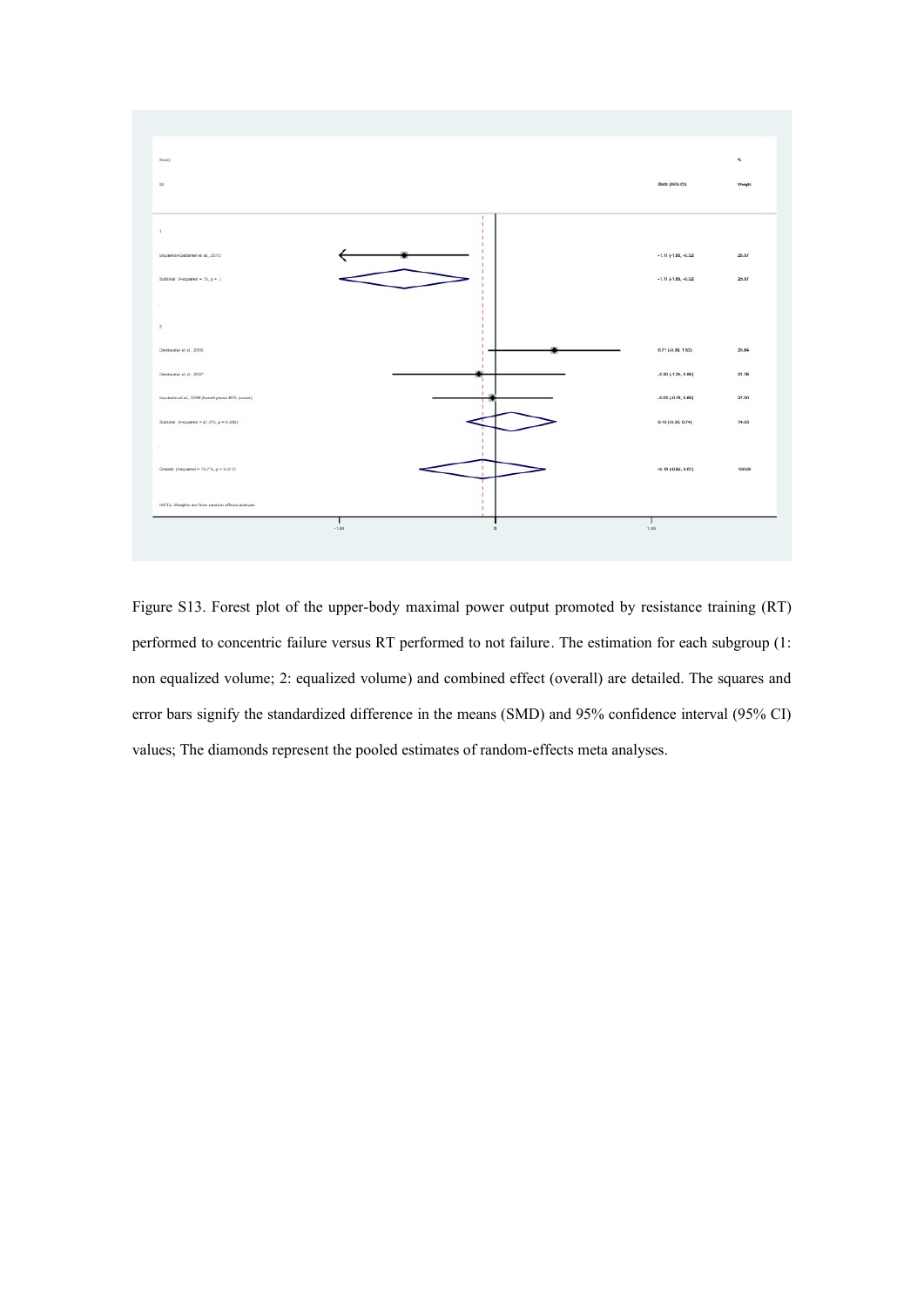Figure S13. Forest plot of the upper-body maximal power output promoted by resistance training (RT) performed to concentric failure versus RT performed to not failure. The estimation for each subgroup (1: non equalized volume; 2: equalized volume) and combined effect (overall) are detailed. The squares and error bars signify the standardized difference in the means (SMD) and 95% confidence interval (95% CI) values; The diamonds represent the pooled estimates of random-effects meta analyses.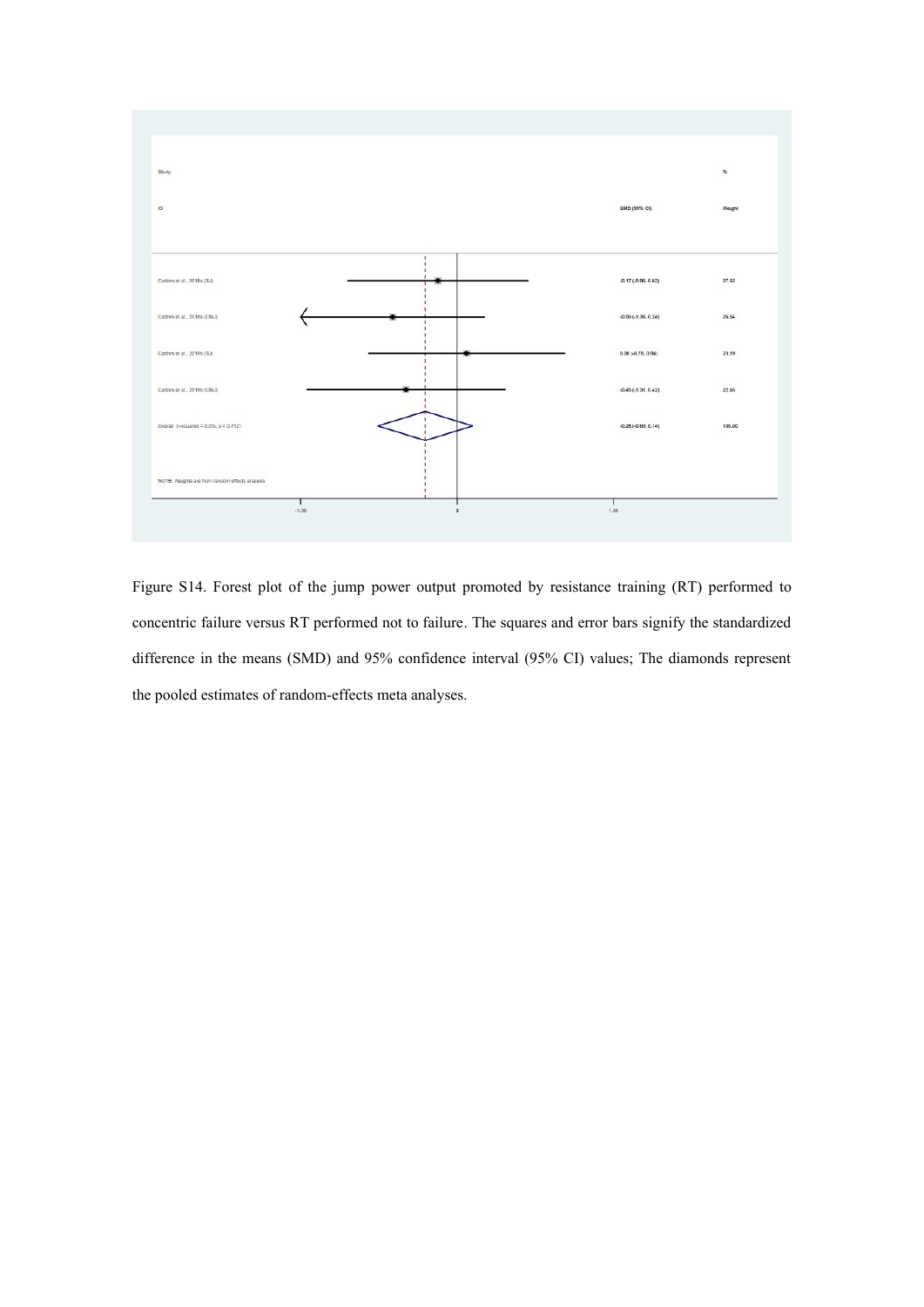| Study ID | SMD (95% CI) | % Weight |
| --- | --- | --- |
| Carlotti et al., 2018a (SJ) | -0.17 (-0.96, 0.62) | 27.52 |
| Carlotti et al., 2018a (CMJ) | -0.56 (-1.36, 0.24) | 26.64 |
| Carlotti et al., 2018b (SJ) | 0.08 (-0.78, 0.94) | 23.19 |
| Carlotti et al., 2018b (CMJ) | -0.45 (-1.31, 0.42) | 22.65 |
| Overall (I-squared = 0.0%, p = 0.712) | -0.28 (-0.69, 0.14) | 100.00 |

NOTE: Weights are from random effects analysis

Figure S14. Forest plot of the jump power output promoted by resistance training (RT) performed to concentric failure versus RT performed not to failure. The squares and error bars signify the standardized difference in the means (SMD) and 95% confidence interval (95% CI) values; The diamonds represent the pooled estimates of random-effects meta analyses.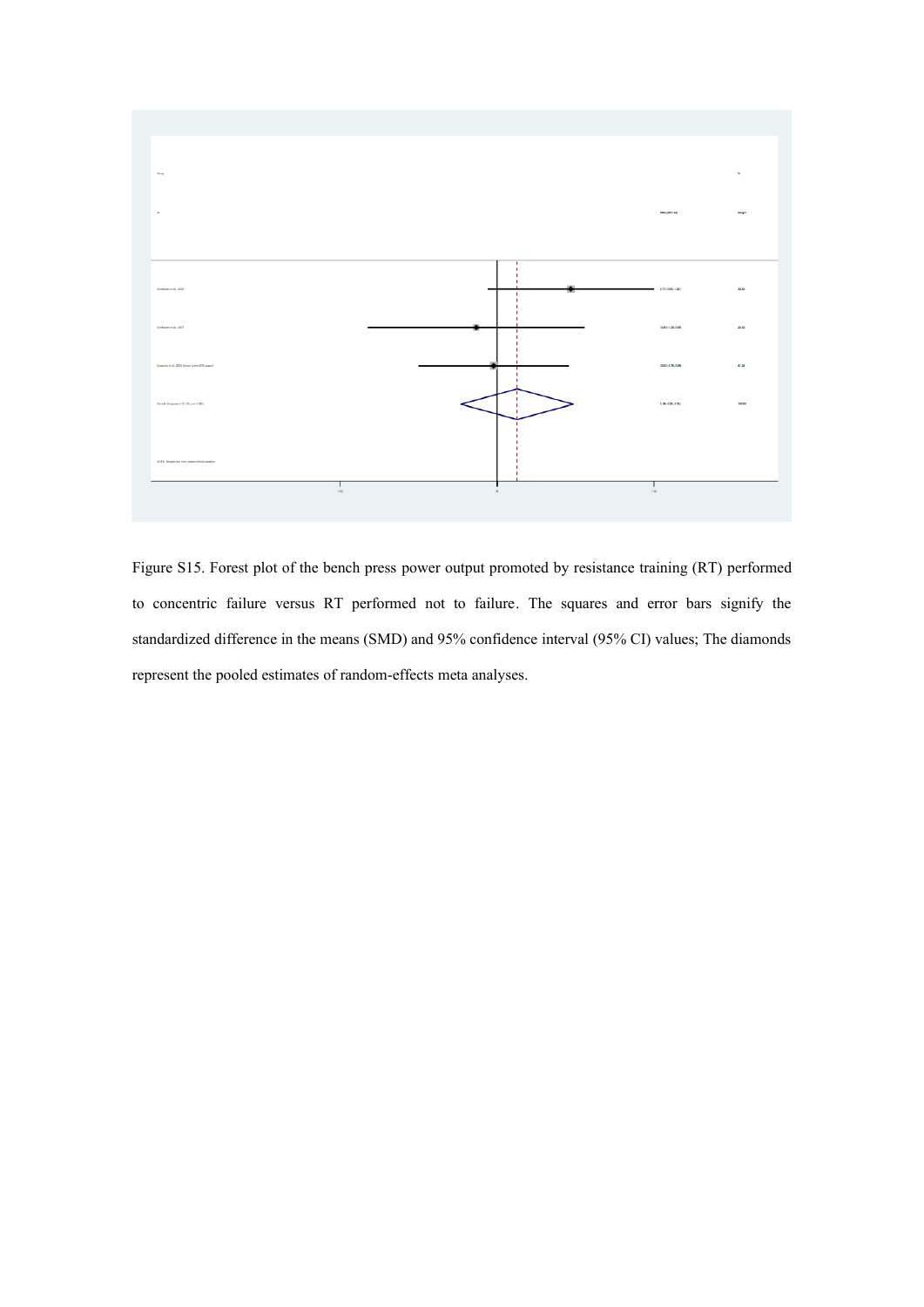Figure S15. Forest plot of the bench press power output promoted by resistance training (RT) performed to concentric failure versus RT performed not to failure. The squares and error bars signify the standardized difference in the means (SMD) and 95% confidence interval (95% CI) values; The diamonds represent the pooled estimates of random-effects meta analyses.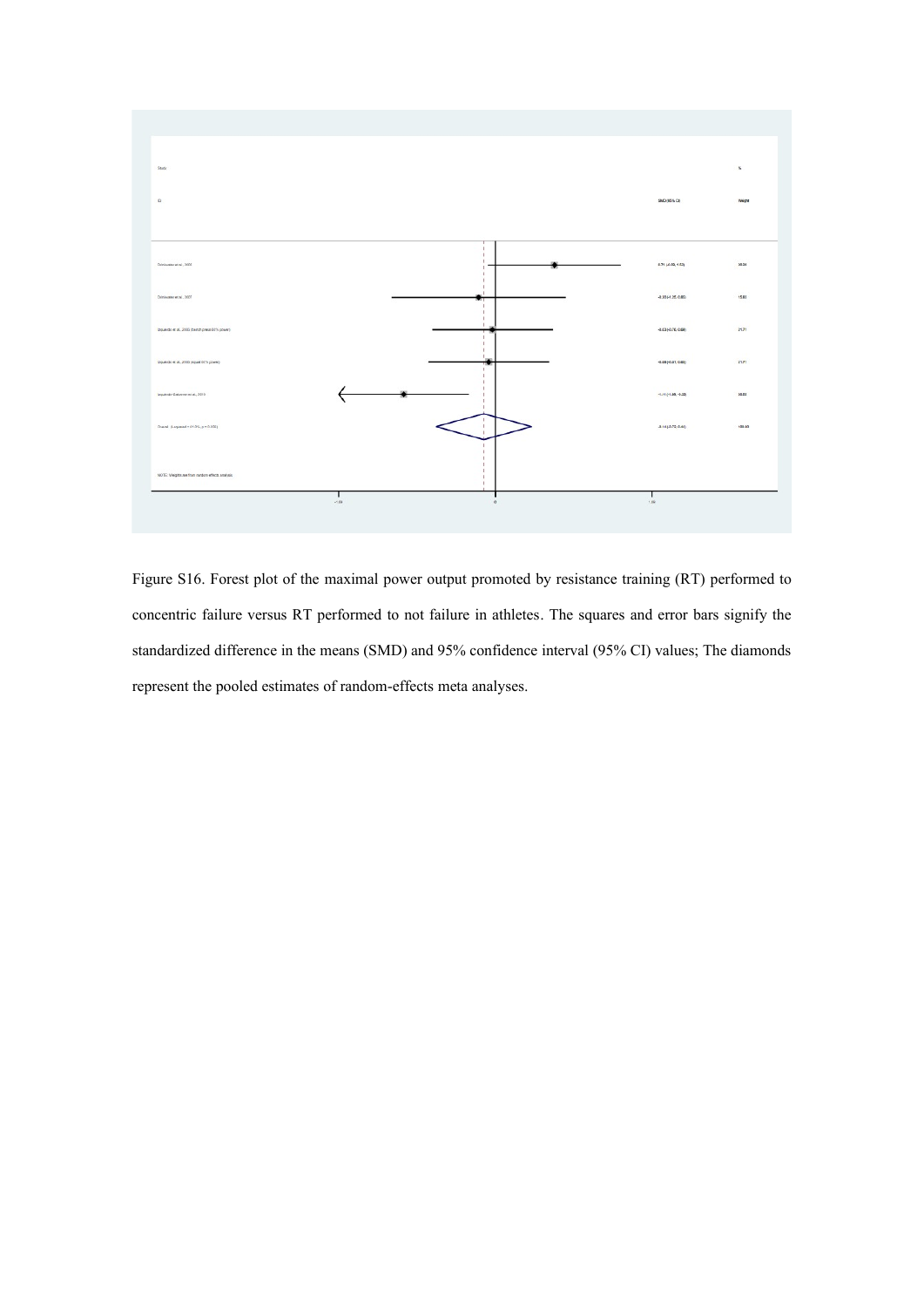Figure S16. Forest plot of the maximal power output promoted by resistance training (RT) performed to concentric failure versus RT performed to not failure in athletes. The squares and error bars signify the standardized difference in the means (SMD) and 95% confidence interval (95% CI) values; The diamonds represent the pooled estimates of random-effects meta analyses.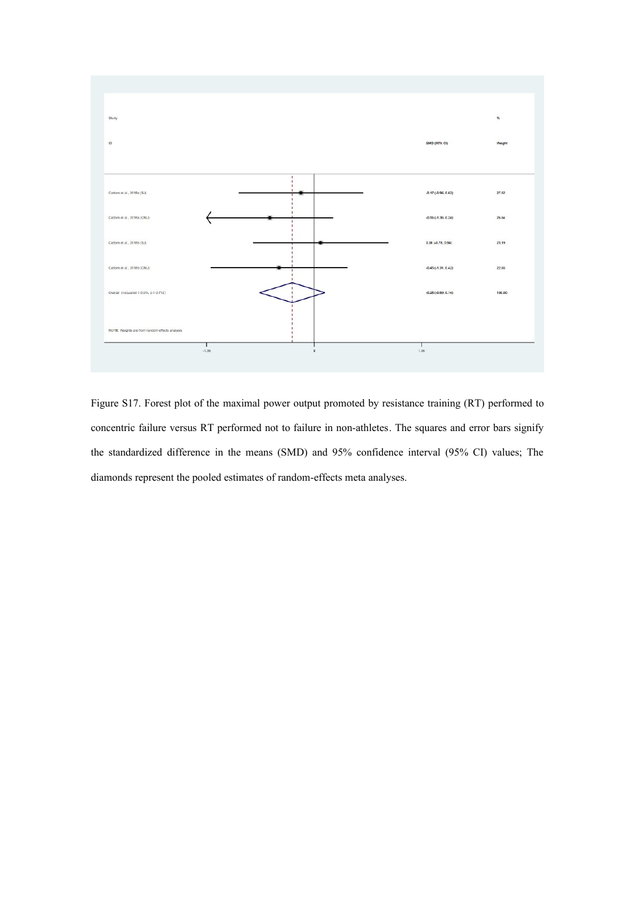Study

ID

SMD (95% CI)

%

Weight

Carbora et al., 2019a (SJ) -0.17 (-0.96, 0.62) 27.62

Carbora et al., 2019a (CMJ) -0.56 (-1.36, 0.24) 26.54

Carbora et al., 2019b (SJ) 0.08 (-0.78, 0.94) 23.19

Carbora et al., 2019b (CMJ) -0.45 (-1.31, 0.42) 22.65

Overall (I-squared = 0.0%, p = 0.712) -0.25 (-0.65, 0.14) 100.00

NOTE: Weights are from random effects analysis

-1.36 0 1.36

Figure S17. Forest plot of the maximal power output promoted by resistance training (RT) performed to concentric failure versus RT performed not to failure in non-athletes. The squares and error bars signify the standardized difference in the means (SMD) and 95% confidence interval (95% CI) values; The diamonds represent the pooled estimates of random-effects meta analyses.